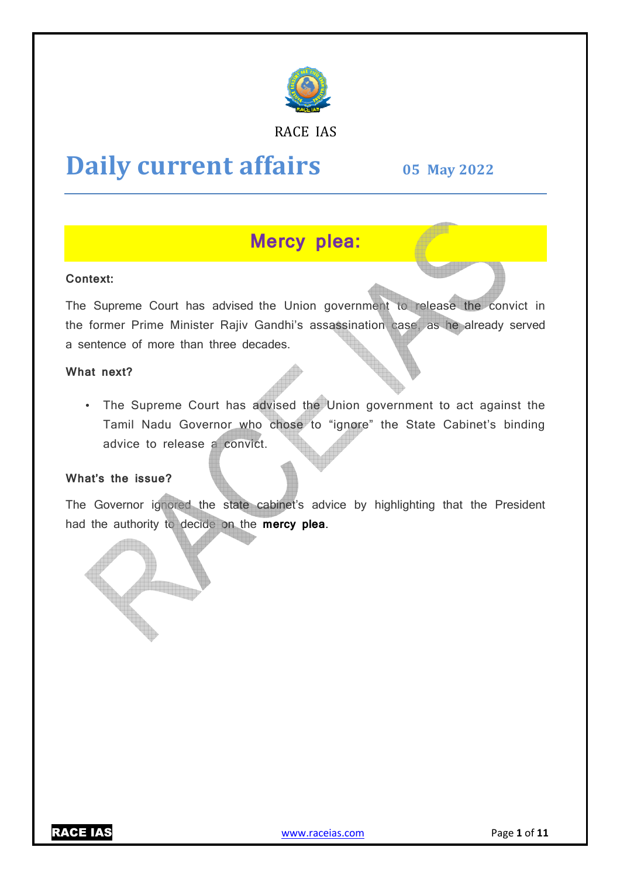RACE IAS

# Daily current affairs

**05 May 2022**

## Mercy plea:

**Context:**

The Supreme Court has advised the Union government to release the convict in the former Prime Minister Rajiv Gandhi's assassination case, as he already served a sentence of more than three decades.

**What next?**

- The Supreme Court has advised the Union government to act against the Tamil Nadu Governor who chose to "ignore" the State Cabinet's binding advice to release a convict.

**What's the issue?**

The Governor ignored the state cabinet's advice by highlighting that the President had the authority to decide on the **mercy plea**.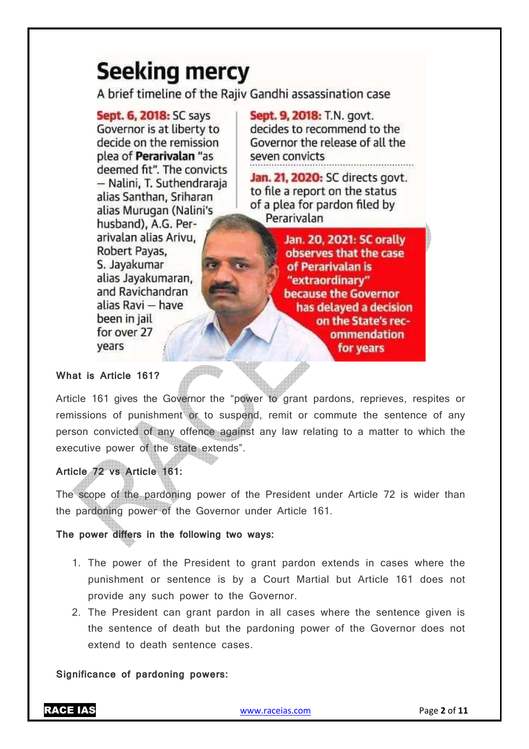## Seeking mercy

A brief timeline of the Rajiv Gandhi assassination case

**Sept. 6, 2018:** SC says Governor is at liberty to decide on the remission plea of **Perarivalan** "as deemed fit". The convicts — Nalini, T. Suthendraraja alias Santhan, Sriharan alias Murugan (Nalini's husband), A.G. Perarivalan alias Arivu, Robert Payas, S. Jayakumar alias Jayakumaran, and Ravichandran alias Ravi — have been in jail for over 27 years

**Sept. 9, 2018:** T.N. govt. decides to recommend to the Governor the release of all the seven convicts

**Jan. 21, 2020:** SC directs govt. to file a report on the status of a plea for pardon filed by Perarivalan

**Jan. 20, 2021: SC orally observes that the case of Perarivalan is "extraordinary" because the Governor has delayed a decision on the State's recommendation for years**

**What is Article 161?**

Article 161 gives the Governor the "power to grant pardons, reprieves, respites or remissions of punishment or to suspend, remit or commute the sentence of any person convicted of any offence against any law relating to a matter to which the executive power of the state extends".

**Article 72 vs Article 161:**

The scope of the pardoning power of the President under Article 72 is wider than the pardoning power of the Governor under Article 161.

**The power differs in the following two ways:**

1. The power of the President to grant pardon extends in cases where the punishment or sentence is by a Court Martial but Article 161 does not provide any such power to the Governor.
2. The President can grant pardon in all cases where the sentence given is the sentence of death but the pardoning power of the Governor does not extend to death sentence cases.

**Significance of pardoning powers:**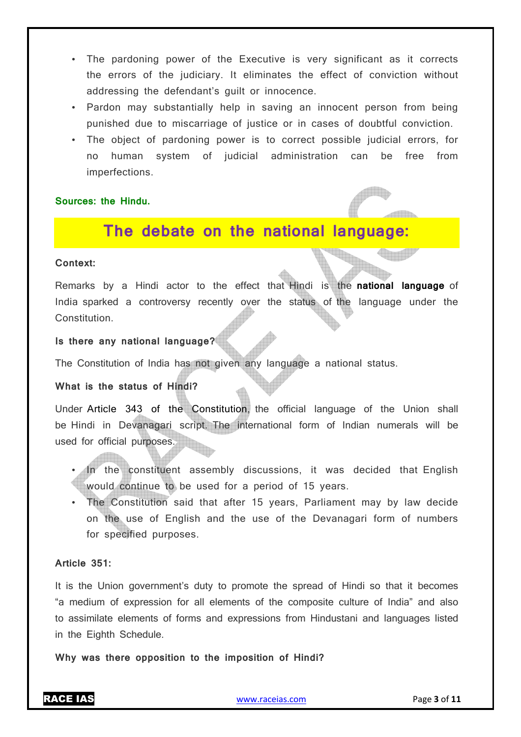- The pardoning power of the Executive is very significant as it corrects the errors of the judiciary. It eliminates the effect of conviction without addressing the defendant's guilt or innocence.
- Pardon may substantially help in saving an innocent person from being punished due to miscarriage of justice or in cases of doubtful conviction.
- The object of pardoning power is to correct possible judicial errors, for no human system of judicial administration can be free from imperfections.

**Sources: the Hindu.**

## The debate on the national language:

**Context:**

Remarks by a Hindi actor to the effect that Hindi is the **national language** of India sparked a controversy recently over the status of the language under the Constitution.

**Is there any national language?**

The Constitution of India has not given any language a national status.

**What is the status of Hindi?**

Under Article 343 of the Constitution, the official language of the Union shall be Hindi in Devanagari script. The international form of Indian numerals will be used for official purposes.

- In the constituent assembly discussions, it was decided that English would continue to be used for a period of 15 years.
- The Constitution said that after 15 years, Parliament may by law decide on the use of English and the use of the Devanagari form of numbers for specified purposes.

**Article 351:**

It is the Union government's duty to promote the spread of Hindi so that it becomes "a medium of expression for all elements of the composite culture of India" and also to assimilate elements of forms and expressions from Hindustani and languages listed in the Eighth Schedule.

**Why was there opposition to the imposition of Hindi?**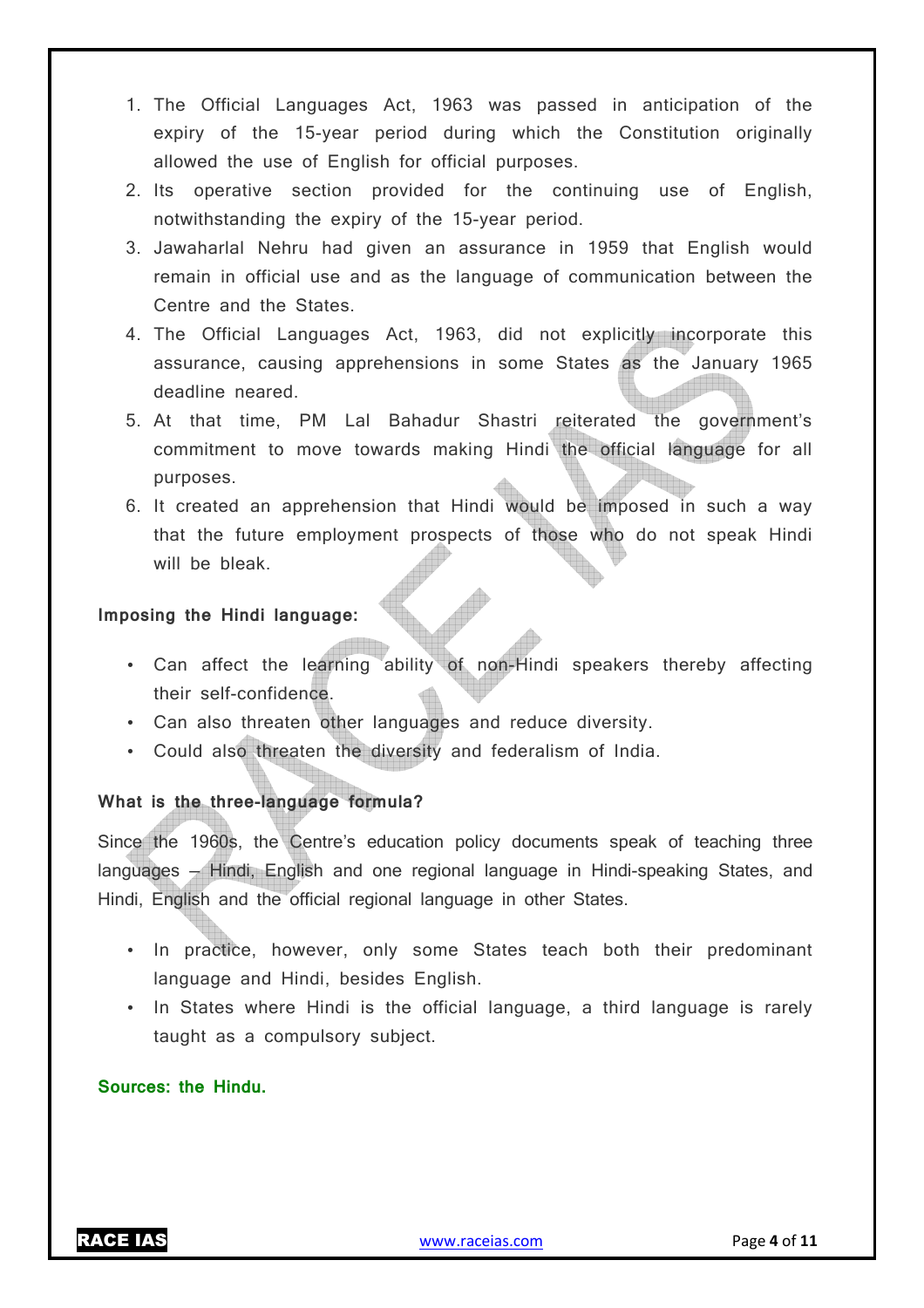1. The Official Languages Act, 1963 was passed in anticipation of the expiry of the 15-year period during which the Constitution originally allowed the use of English for official purposes.
2. Its operative section provided for the continuing use of English, notwithstanding the expiry of the 15-year period.
3. Jawaharlal Nehru had given an assurance in 1959 that English would remain in official use and as the language of communication between the Centre and the States.
4. The Official Languages Act, 1963, did not explicitly incorporate this assurance, causing apprehensions in some States as the January 1965 deadline neared.
5. At that time, PM Lal Bahadur Shastri reiterated the government's commitment to move towards making Hindi the official language for all purposes.
6. It created an apprehension that Hindi would be imposed in such a way that the future employment prospects of those who do not speak Hindi will be bleak.

**Imposing the Hindi language:**

- Can affect the learning ability of non-Hindi speakers thereby affecting their self-confidence.
- Can also threaten other languages and reduce diversity.
- Could also threaten the diversity and federalism of India.

**What is the three-language formula?**

Since the 1960s, the Centre's education policy documents speak of teaching three languages – Hindi, English and one regional language in Hindi-speaking States, and Hindi, English and the official regional language in other States.

- In practice, however, only some States teach both their predominant language and Hindi, besides English.
- In States where Hindi is the official language, a third language is rarely taught as a compulsory subject.

**Sources: the Hindu.**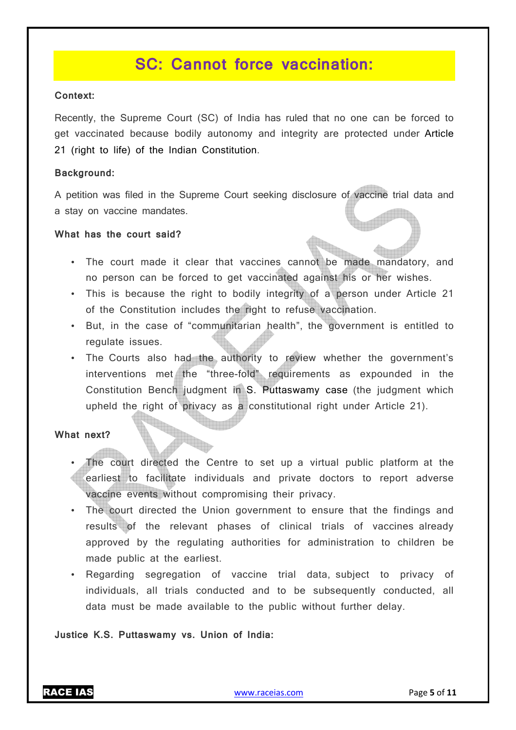# SC: Cannot force vaccination:

**Context:**

Recently, the Supreme Court (SC) of India has ruled that no one can be forced to get vaccinated because bodily autonomy and integrity are protected under Article 21 (right to life) of the Indian Constitution.

**Background:**

A petition was filed in the Supreme Court seeking disclosure of vaccine trial data and a stay on vaccine mandates.

**What has the court said?**

- The court made it clear that vaccines cannot be made mandatory, and no person can be forced to get vaccinated against his or her wishes.
- This is because the right to bodily integrity of a person under Article 21 of the Constitution includes the right to refuse vaccination.
- But, in the case of "communitarian health", the government is entitled to regulate issues.
- The Courts also had the authority to review whether the government's interventions met the "three-fold" requirements as expounded in the Constitution Bench judgment in S. Puttaswamy case (the judgment which upheld the right of privacy as a constitutional right under Article 21).

**What next?**

- The court directed the Centre to set up a virtual public platform at the earliest to facilitate individuals and private doctors to report adverse vaccine events without compromising their privacy.
- The court directed the Union government to ensure that the findings and results of the relevant phases of clinical trials of vaccines already approved by the regulating authorities for administration to children be made public at the earliest.
- Regarding segregation of vaccine trial data, subject to privacy of individuals, all trials conducted and to be subsequently conducted, all data must be made available to the public without further delay.

**Justice K.S. Puttaswamy vs. Union of India:**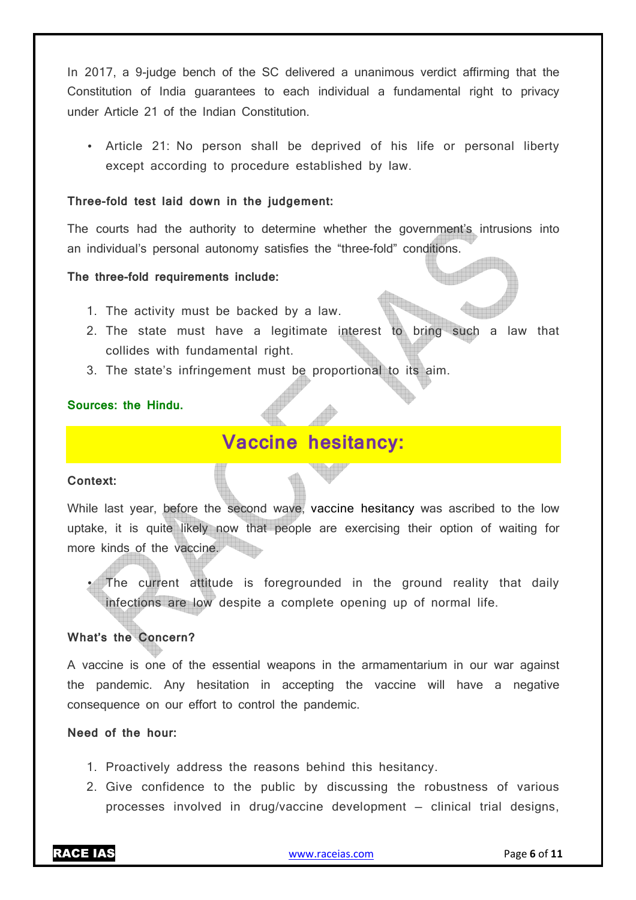In 2017, a 9-judge bench of the SC delivered a unanimous verdict affirming that the Constitution of India guarantees to each individual a fundamental right to privacy under Article 21 of the Indian Constitution.

- Article 21: No person shall be deprived of his life or personal liberty except according to procedure established by law.

**Three-fold test laid down in the judgement:**

The courts had the authority to determine whether the government's intrusions into an individual's personal autonomy satisfies the "three-fold" conditions.

**The three-fold requirements include:**

1. The activity must be backed by a law.
2. The state must have a legitimate interest to bring such a law that collides with fundamental right.
3. The state's infringement must be proportional to its aim.

**Sources: the Hindu.**

## Vaccine hesitancy:

**Context:**

While last year, before the second wave, vaccine hesitancy was ascribed to the low uptake, it is quite likely now that people are exercising their option of waiting for more kinds of the vaccine.

- The current attitude is foregrounded in the ground reality that daily infections are low despite a complete opening up of normal life.

**What's the Concern?**

A vaccine is one of the essential weapons in the armamentarium in our war against the pandemic. Any hesitation in accepting the vaccine will have a negative consequence on our effort to control the pandemic.

**Need of the hour:**

1. Proactively address the reasons behind this hesitancy.
2. Give confidence to the public by discussing the robustness of various processes involved in drug/vaccine development – clinical trial designs,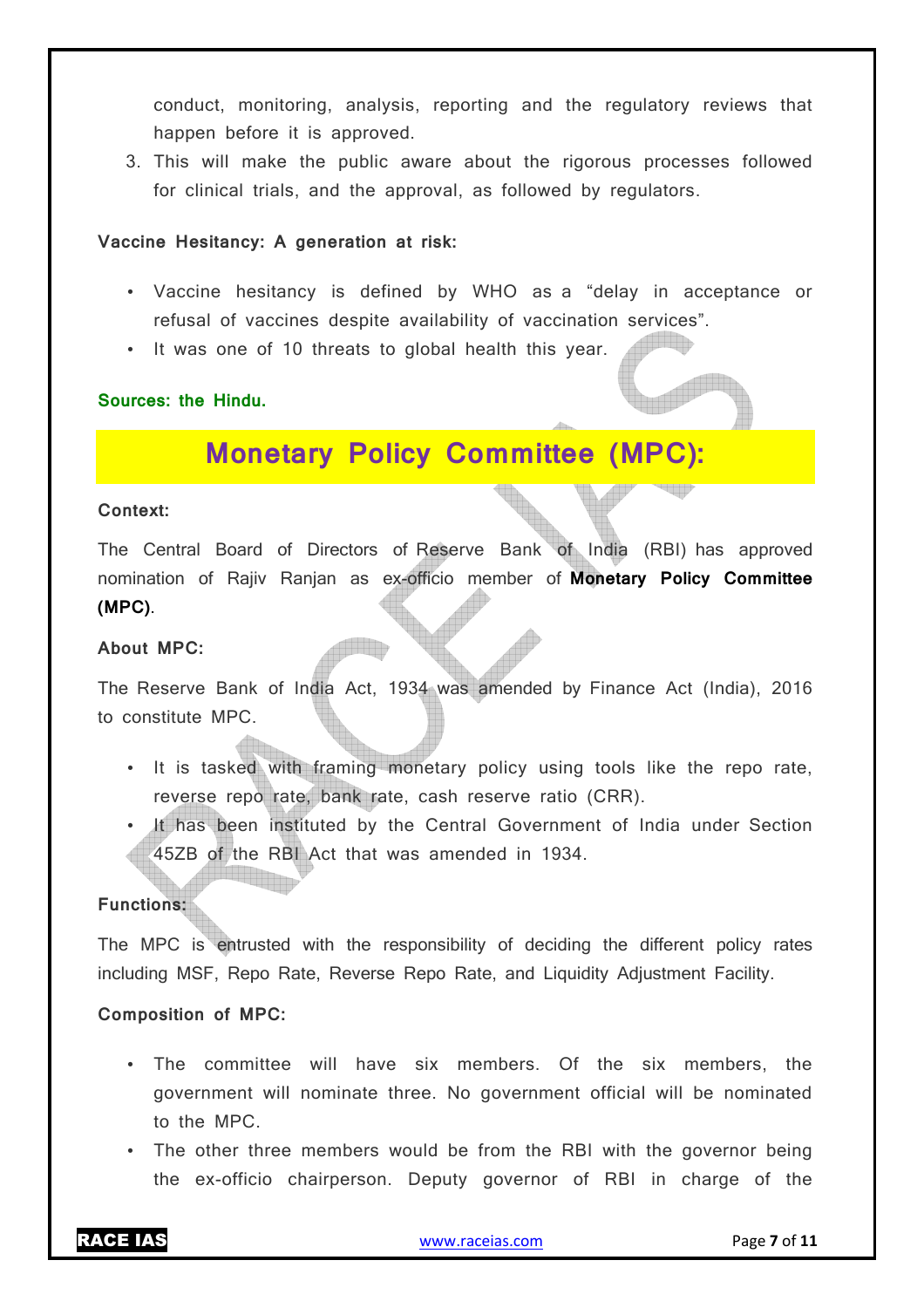conduct, monitoring, analysis, reporting and the regulatory reviews that happen before it is approved.

3. This will make the public aware about the rigorous processes followed for clinical trials, and the approval, as followed by regulators.

**Vaccine Hesitancy: A generation at risk:**

- Vaccine hesitancy is defined by WHO as a "delay in acceptance or refusal of vaccines despite availability of vaccination services".
- It was one of 10 threats to global health this year.

**Sources: the Hindu.**

# Monetary Policy Committee (MPC):

**Context:**

The Central Board of Directors of Reserve Bank of India (RBI) has approved nomination of Rajiv Ranjan as ex-officio member of **Monetary Policy Committee (MPC)**.

**About MPC:**

The Reserve Bank of India Act, 1934 was amended by Finance Act (India), 2016 to constitute MPC.

- It is tasked with framing monetary policy using tools like the repo rate, reverse repo rate, bank rate, cash reserve ratio (CRR).
- It has been instituted by the Central Government of India under Section 45ZB of the RBI Act that was amended in 1934.

**Functions:**

The MPC is entrusted with the responsibility of deciding the different policy rates including MSF, Repo Rate, Reverse Repo Rate, and Liquidity Adjustment Facility.

**Composition of MPC:**

- The committee will have six members. Of the six members, the government will nominate three. No government official will be nominated to the MPC.
- The other three members would be from the RBI with the governor being the ex-officio chairperson. Deputy governor of RBI in charge of the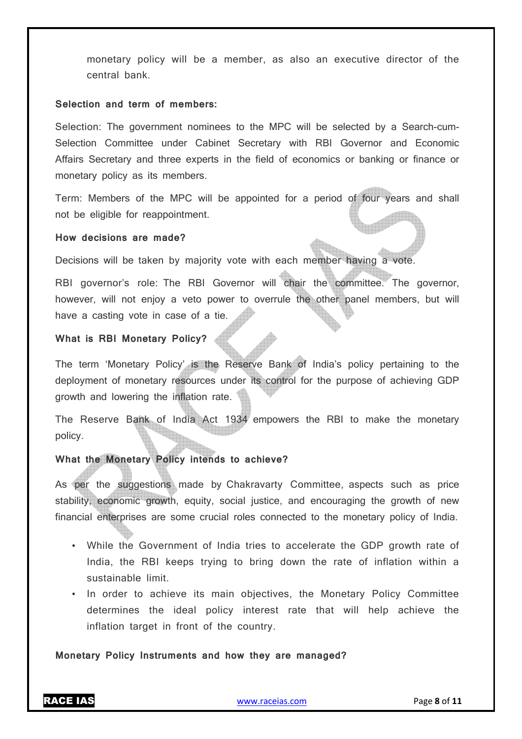monetary policy will be a member, as also an executive director of the central bank.

**Selection and term of members:**

Selection: The government nominees to the MPC will be selected by a Search-cum-Selection Committee under Cabinet Secretary with RBI Governor and Economic Affairs Secretary and three experts in the field of economics or banking or finance or monetary policy as its members.

Term: Members of the MPC will be appointed for a period of four years and shall not be eligible for reappointment.

**How decisions are made?**

Decisions will be taken by majority vote with each member having a vote.

RBI governor's role: The RBI Governor will chair the committee. The governor, however, will not enjoy a veto power to overrule the other panel members, but will have a casting vote in case of a tie.

**What is RBI Monetary Policy?**

The term 'Monetary Policy' is the Reserve Bank of India's policy pertaining to the deployment of monetary resources under its control for the purpose of achieving GDP growth and lowering the inflation rate.

The Reserve Bank of India Act 1934 empowers the RBI to make the monetary policy.

**What the Monetary Policy intends to achieve?**

As per the suggestions made by Chakravarty Committee, aspects such as price stability, economic growth, equity, social justice, and encouraging the growth of new financial enterprises are some crucial roles connected to the monetary policy of India.

- While the Government of India tries to accelerate the GDP growth rate of India, the RBI keeps trying to bring down the rate of inflation within a sustainable limit.
- In order to achieve its main objectives, the Monetary Policy Committee determines the ideal policy interest rate that will help achieve the inflation target in front of the country.

**Monetary Policy Instruments and how they are managed?**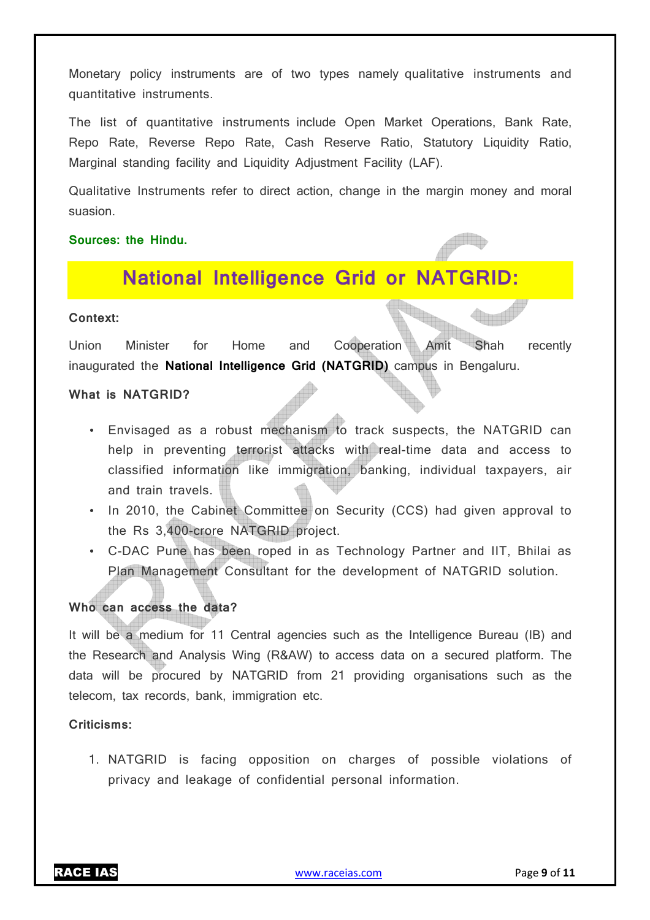Monetary policy instruments are of two types namely qualitative instruments and quantitative instruments.

The list of quantitative instruments include Open Market Operations, Bank Rate, Repo Rate, Reverse Repo Rate, Cash Reserve Ratio, Statutory Liquidity Ratio, Marginal standing facility and Liquidity Adjustment Facility (LAF).

Qualitative Instruments refer to direct action, change in the margin money and moral suasion.

**Sources: the Hindu.**

## National Intelligence Grid or NATGRID:

**Context:**

Union Minister for Home and Cooperation Amit Shah recently inaugurated the **National Intelligence Grid (NATGRID)** campus in Bengaluru.

**What is NATGRID?**

- Envisaged as a robust mechanism to track suspects, the NATGRID can help in preventing terrorist attacks with real-time data and access to classified information like immigration, banking, individual taxpayers, air and train travels.
- In 2010, the Cabinet Committee on Security (CCS) had given approval to the Rs 3,400-crore NATGRID project.
- C-DAC Pune has been roped in as Technology Partner and IIT, Bhilai as Plan Management Consultant for the development of NATGRID solution.

**Who can access the data?**

It will be a medium for 11 Central agencies such as the Intelligence Bureau (IB) and the Research and Analysis Wing (R&AW) to access data on a secured platform. The data will be procured by NATGRID from 21 providing organisations such as the telecom, tax records, bank, immigration etc.

**Criticisms:**

1. NATGRID is facing opposition on charges of possible violations of privacy and leakage of confidential personal information.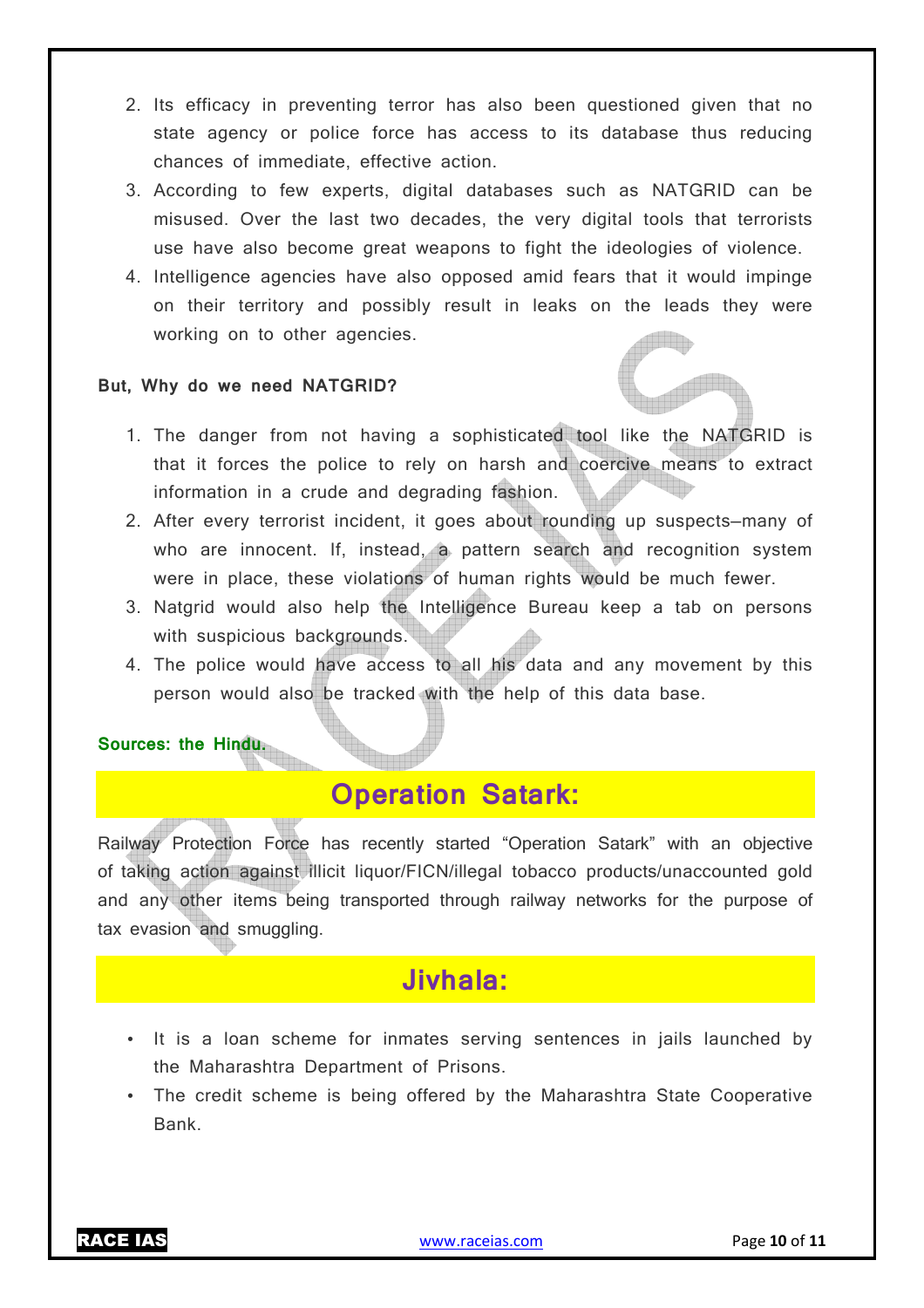2. Its efficacy in preventing terror has also been questioned given that no state agency or police force has access to its database thus reducing chances of immediate, effective action.
3. According to few experts, digital databases such as NATGRID can be misused. Over the last two decades, the very digital tools that terrorists use have also become great weapons to fight the ideologies of violence.
4. Intelligence agencies have also opposed amid fears that it would impinge on their territory and possibly result in leaks on the leads they were working on to other agencies.

**But, Why do we need NATGRID?**

1. The danger from not having a sophisticated tool like the NATGRID is that it forces the police to rely on harsh and coercive means to extract information in a crude and degrading fashion.
2. After every terrorist incident, it goes about rounding up suspects—many of who are innocent. If, instead, a pattern search and recognition system were in place, these violations of human rights would be much fewer.
3. Natgrid would also help the Intelligence Bureau keep a tab on persons with suspicious backgrounds.
4. The police would have access to all his data and any movement by this person would also be tracked with the help of this data base.

**Sources: the Hindu.**

## Operation Satark:

Railway Protection Force has recently started “Operation Satark” with an objective of taking action against illicit liquor/FICN/illegal tobacco products/unaccounted gold and any other items being transported through railway networks for the purpose of tax evasion and smuggling.

## Jivhala:

- It is a loan scheme for inmates serving sentences in jails launched by the Maharashtra Department of Prisons.
- The credit scheme is being offered by the Maharashtra State Cooperative Bank.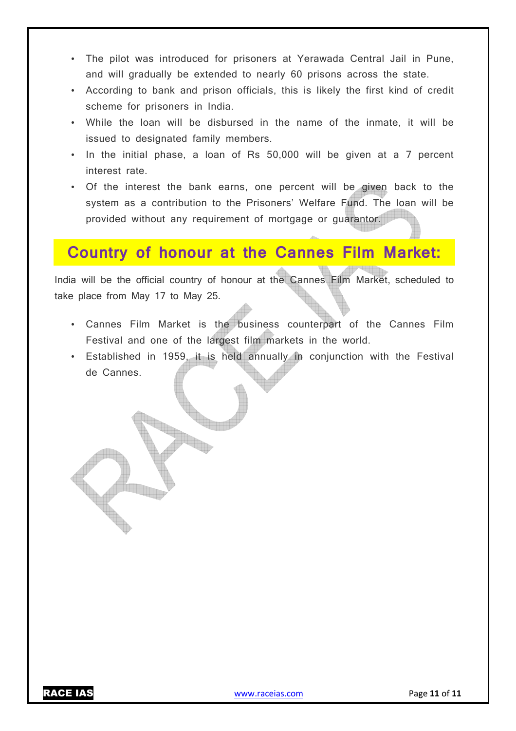- The pilot was introduced for prisoners at Yerawada Central Jail in Pune, and will gradually be extended to nearly 60 prisons across the state.
- According to bank and prison officials, this is likely the first kind of credit scheme for prisoners in India.
- While the loan will be disbursed in the name of the inmate, it will be issued to designated family members.
- In the initial phase, a loan of Rs 50,000 will be given at a 7 percent interest rate.
- Of the interest the bank earns, one percent will be given back to the system as a contribution to the Prisoners' Welfare Fund. The loan will be provided without any requirement of mortgage or guarantor.

## Country of honour at the Cannes Film Market:

India will be the official country of honour at the Cannes Film Market, scheduled to take place from May 17 to May 25.

- Cannes Film Market is the business counterpart of the Cannes Film Festival and one of the largest film markets in the world.
- Established in 1959, it is held annually in conjunction with the Festival de Cannes.